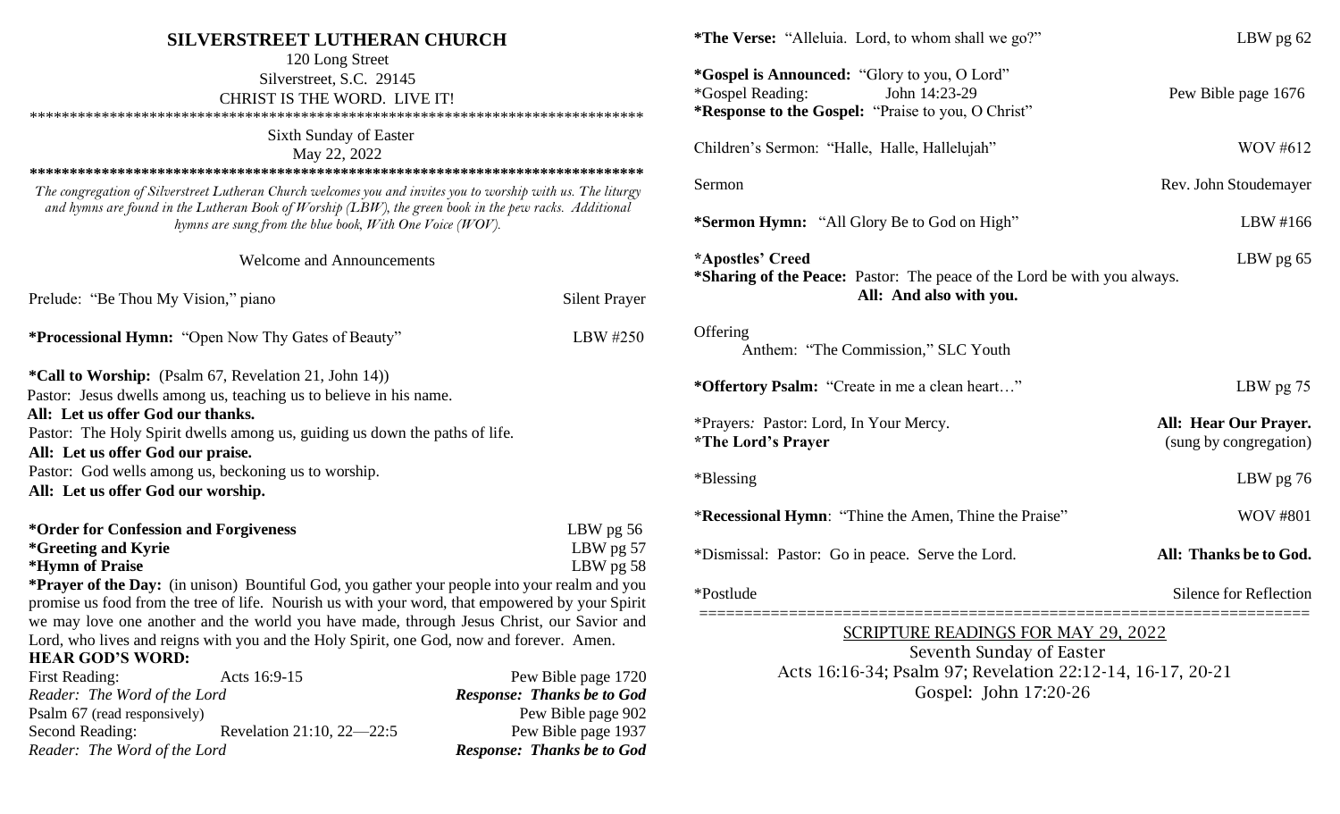# SILVERSTREET LUTHERAN CHURCH

120 Long Street
Silverstreet, S.C. 29145
CHRIST IS THE WORD. LIVE IT!

\*\*\*\*\*\*\*\*\*\*\*\*\*\*\*\*\*\*\*\*\*\*\*\*\*\*\*\*\*\*\*\*\*\*\*\*\*\*\*\*\*\*\*\*\*\*\*\*\*\*\*\*\*\*\*\*\*\*\*\*\*\*\*\*\*\*\*\*\*\*\*\*\*\*\*\*\*\*

Sixth Sunday of Easter
May 22, 2022

\*\*\*\*\*\*\*\*\*\*\*\*\*\*\*\*\*\*\*\*\*\*\*\*\*\*\*\*\*\*\*\*\*\*\*\*\*\*\*\*\*\*\*\*\*\*\*\*\*\*\*\*\*\*\*\*\*\*\*\*\*\*\*\*\*\*\*\*\*\*\*\*\*\*\*\*\*\*

*The congregation of Silverstreet Lutheran Church welcomes you and invites you to worship with us. The liturgy and hymns are found in the Lutheran Book of Worship (LBW), the green book in the pew racks. Additional hymns are sung from the blue book, With One Voice (WOV).*

Welcome and Announcements

Prelude: "Be Thou My Vision," piano — Silent Prayer

**\*Processional Hymn:** "Open Now Thy Gates of Beauty" — LBW #250

**\*Call to Worship:** (Psalm 67, Revelation 21, John 14))
Pastor: Jesus dwells among us, teaching us to believe in his name.
**All: Let us offer God our thanks.**
Pastor: The Holy Spirit dwells among us, guiding us down the paths of life.
**All: Let us offer God our praise.**
Pastor: God wells among us, beckoning us to worship.
**All: Let us offer God our worship.**

**\*Order for Confession and Forgiveness** — LBW pg 56
**\*Greeting and Kyrie** — LBW pg 57
**\*Hymn of Praise** — LBW pg 58

**\*Prayer of the Day:** (in unison) Bountiful God, you gather your people into your realm and you promise us food from the tree of life. Nourish us with your word, that empowered by your Spirit we may love one another and the world you have made, through Jesus Christ, our Savior and Lord, who lives and reigns with you and the Holy Spirit, one God, now and forever. Amen.

**HEAR GOD'S WORD:**

First Reading: Acts 16:9-15 — Pew Bible page 1720
*Reader: The Word of the Lord* — ***Response: Thanks be to God***
Psalm 67 (read responsively) — Pew Bible page 902
Second Reading: Revelation 21:10, 22—22:5 — Pew Bible page 1937
*Reader: The Word of the Lord* — ***Response: Thanks be to God***

**\*The Verse:** "Alleluia. Lord, to whom shall we go?" — LBW pg 62

**\*Gospel is Announced:** "Glory to you, O Lord"
\*Gospel Reading: John 14:23-29 — Pew Bible page 1676
**\*Response to the Gospel:** "Praise to you, O Christ"

Children's Sermon: "Halle, Halle, Hallelujah" — WOV #612

Sermon — Rev. John Stoudemayer

**\*Sermon Hymn:** "All Glory Be to God on High" — LBW #166

**\*Apostles' Creed** — LBW pg 65
**\*Sharing of the Peace:** Pastor: The peace of the Lord be with you always.
**All: And also with you.**

Offering
Anthem: "The Commission," SLC Youth

**\*Offertory Psalm:** "Create in me a clean heart…" — LBW pg 75

\*Prayers*:* Pastor: Lord, In Your Mercy. — **All: Hear Our Prayer.**
**\*The Lord's Prayer** — (sung by congregation)

\*Blessing — LBW pg 76

\***Recessional Hymn**: "Thine the Amen, Thine the Praise" — WOV #801

\*Dismissal: Pastor: Go in peace. Serve the Lord. — **All: Thanks be to God.**

\*Postlude — Silence for Reflection

====================================================================

<u>SCRIPTURE READINGS FOR MAY 29, 2022</u>

Seventh Sunday of Easter
Acts 16:16-34; Psalm 97; Revelation 22:12-14, 16-17, 20-21
Gospel: John 17:20-26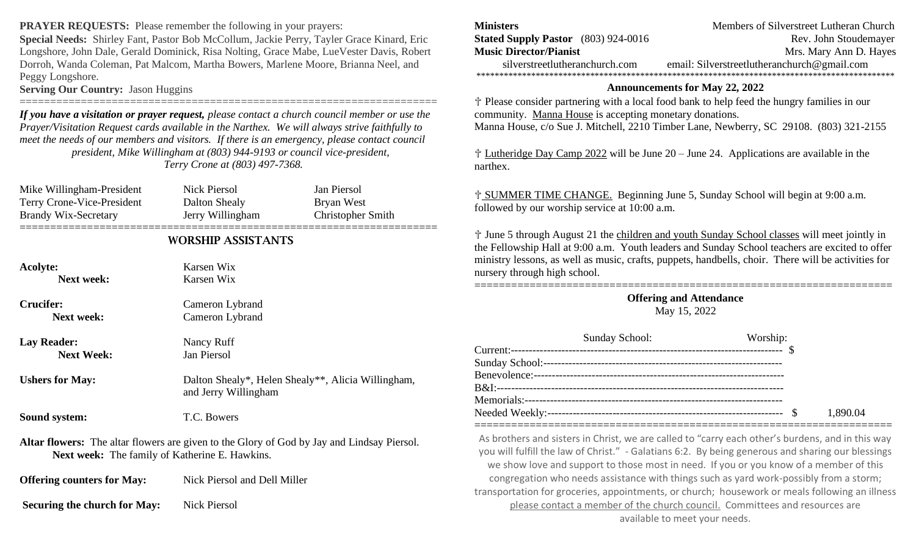**PRAYER REQUESTS:** Please remember the following in your prayers:

**Special Needs:** Shirley Fant, Pastor Bob McCollum, Jackie Perry, Tayler Grace Kinard, Eric Longshore, John Dale, Gerald Dominick, Risa Nolting, Grace Mabe, LueVester Davis, Robert Dorroh, Wanda Coleman, Pat Malcom, Martha Bowers, Marlene Moore, Brianna Neel, and Peggy Longshore.

**Serving Our Country:** Jason Huggins

---

***If you have a visitation or prayer request,*** *please contact a church council member or use the Prayer/Visitation Request cards available in the Narthex. We will always strive faithfully to meet the needs of our members and visitors. If there is an emergency, please contact council president, Mike Willingham at (803) 944-9193 or council vice-president, Terry Crone at (803) 497-7368.*

| | | |
|---|---|---|
| Mike Willingham-President | Nick Piersol | Jan Piersol |
| Terry Crone-Vice-President | Dalton Shealy | Bryan West |
| Brandy Wix-Secretary | Jerry Willingham | Christopher Smith |

---

## WORSHIP ASSISTANTS

**Acolyte:** Karsen Wix
**Next week:** Karsen Wix

**Crucifer:** Cameron Lybrand
**Next week:** Cameron Lybrand

**Lay Reader:** Nancy Ruff
**Next Week:** Jan Piersol

**Ushers for May:** Dalton Shealy*, Helen Shealy**, Alicia Willingham, and Jerry Willingham

**Sound system:** T.C. Bowers

**Altar flowers:** The altar flowers are given to the Glory of God by Jay and Lindsay Piersol.
**Next week:** The family of Katherine E. Hawkins.

**Offering counters for May:** Nick Piersol and Dell Miller

**Securing the church for May:** Nick Piersol

**Ministers** Members of Silverstreet Lutheran Church
**Stated Supply Pastor** (803) 924-0016 Rev. John Stoudemayer
**Music Director/Pianist** Mrs. Mary Ann D. Hayes
silverstreetlutheranchurch.com email: Silverstreetlutheranchurch@gmail.com

---

## Announcements for May 22, 2022

☦ Please consider partnering with a local food bank to help feed the hungry families in our community. Manna House is accepting monetary donations.
Manna House, c/o Sue J. Mitchell, 2210 Timber Lane, Newberry, SC 29108. (803) 321-2155

☦ Lutheridge Day Camp 2022 will be June 20 – June 24. Applications are available in the narthex.

☦ SUMMER TIME CHANGE. Beginning June 5, Sunday School will begin at 9:00 a.m. followed by our worship service at 10:00 a.m.

☦ June 5 through August 21 the children and youth Sunday School classes will meet jointly in the Fellowship Hall at 9:00 a.m. Youth leaders and Sunday School teachers are excited to offer ministry lessons, as well as music, crafts, puppets, handbells, choir. There will be activities for nursery through high school.

---

**Offering and Attendance**
May 15, 2022

| | Sunday School: | Worship: |
|---|---|---|
| Current: | | $ |
| Sunday School: | | |
| Benevolence: | | |
| B&I: | | |
| Memorials: | | |
| Needed Weekly: | | $ 1,890.04 |

---

As brothers and sisters in Christ, we are called to "carry each other's burdens, and in this way you will fulfill the law of Christ." - Galatians 6:2. By being generous and sharing our blessings we show love and support to those most in need. If you or you know of a member of this congregation who needs assistance with things such as yard work-possibly from a storm; transportation for groceries, appointments, or church; housework or meals following an illness please contact a member of the church council. Committees and resources are available to meet your needs.